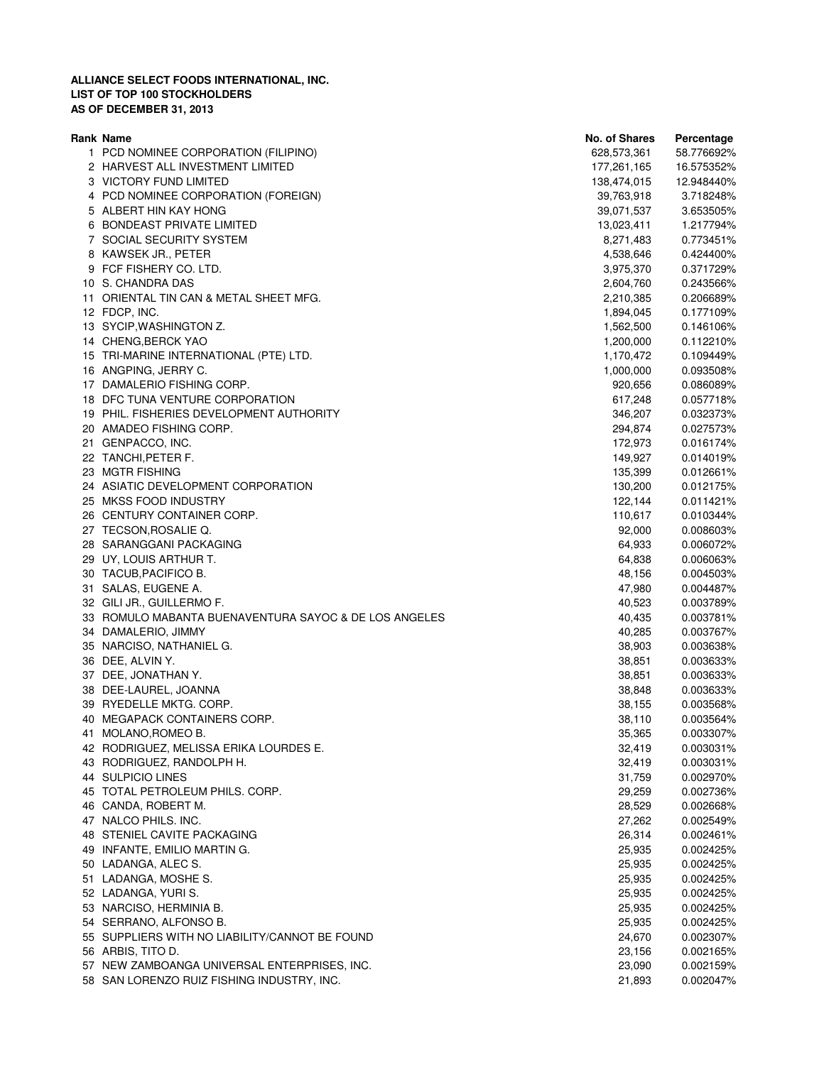**ALLIANCE SELECT FOODS INTERNATIONAL, INC.**
**LIST OF TOP 100 STOCKHOLDERS**
**AS OF DECEMBER 31, 2013**

| Rank | Name | No. of Shares | Percentage |
|---|---|---|---|
| 1 | PCD NOMINEE CORPORATION (FILIPINO) | 628,573,361 | 58.776692% |
| 2 | HARVEST ALL INVESTMENT LIMITED | 177,261,165 | 16.575352% |
| 3 | VICTORY FUND LIMITED | 138,474,015 | 12.948440% |
| 4 | PCD NOMINEE CORPORATION (FOREIGN) | 39,763,918 | 3.718248% |
| 5 | ALBERT HIN KAY HONG | 39,071,537 | 3.653505% |
| 6 | BONDEAST PRIVATE LIMITED | 13,023,411 | 1.217794% |
| 7 | SOCIAL SECURITY SYSTEM | 8,271,483 | 0.773451% |
| 8 | KAWSEK JR., PETER | 4,538,646 | 0.424400% |
| 9 | FCF FISHERY CO. LTD. | 3,975,370 | 0.371729% |
| 10 | S. CHANDRA DAS | 2,604,760 | 0.243566% |
| 11 | ORIENTAL TIN CAN & METAL SHEET MFG. | 2,210,385 | 0.206689% |
| 12 | FDCP, INC. | 1,894,045 | 0.177109% |
| 13 | SYCIP,WASHINGTON Z. | 1,562,500 | 0.146106% |
| 14 | CHENG,BERCK YAO | 1,200,000 | 0.112210% |
| 15 | TRI-MARINE INTERNATIONAL (PTE) LTD. | 1,170,472 | 0.109449% |
| 16 | ANGPING, JERRY C. | 1,000,000 | 0.093508% |
| 17 | DAMALERIO FISHING CORP. | 920,656 | 0.086089% |
| 18 | DFC TUNA VENTURE CORPORATION | 617,248 | 0.057718% |
| 19 | PHIL. FISHERIES DEVELOPMENT AUTHORITY | 346,207 | 0.032373% |
| 20 | AMADEO FISHING CORP. | 294,874 | 0.027573% |
| 21 | GENPACCO, INC. | 172,973 | 0.016174% |
| 22 | TANCHI,PETER F. | 149,927 | 0.014019% |
| 23 | MGTR FISHING | 135,399 | 0.012661% |
| 24 | ASIATIC DEVELOPMENT CORPORATION | 130,200 | 0.012175% |
| 25 | MKSS FOOD INDUSTRY | 122,144 | 0.011421% |
| 26 | CENTURY CONTAINER CORP. | 110,617 | 0.010344% |
| 27 | TECSON,ROSALIE Q. | 92,000 | 0.008603% |
| 28 | SARANGGANI PACKAGING | 64,933 | 0.006072% |
| 29 | UY, LOUIS ARTHUR T. | 64,838 | 0.006063% |
| 30 | TACUB,PACIFICO B. | 48,156 | 0.004503% |
| 31 | SALAS, EUGENE A. | 47,980 | 0.004487% |
| 32 | GILI JR., GUILLERMO F. | 40,523 | 0.003789% |
| 33 | ROMULO MABANTA BUENAVENTURA SAYOC & DE LOS ANGELES | 40,435 | 0.003781% |
| 34 | DAMALERIO, JIMMY | 40,285 | 0.003767% |
| 35 | NARCISO, NATHANIEL G. | 38,903 | 0.003638% |
| 36 | DEE, ALVIN Y. | 38,851 | 0.003633% |
| 37 | DEE, JONATHAN Y. | 38,851 | 0.003633% |
| 38 | DEE-LAUREL, JOANNA | 38,848 | 0.003633% |
| 39 | RYEDELLE MKTG. CORP. | 38,155 | 0.003568% |
| 40 | MEGAPACK CONTAINERS CORP. | 38,110 | 0.003564% |
| 41 | MOLANO,ROMEO B. | 35,365 | 0.003307% |
| 42 | RODRIGUEZ, MELISSA ERIKA LOURDES E. | 32,419 | 0.003031% |
| 43 | RODRIGUEZ, RANDOLPH H. | 32,419 | 0.003031% |
| 44 | SULPICIO LINES | 31,759 | 0.002970% |
| 45 | TOTAL PETROLEUM PHILS. CORP. | 29,259 | 0.002736% |
| 46 | CANDA, ROBERT M. | 28,529 | 0.002668% |
| 47 | NALCO PHILS. INC. | 27,262 | 0.002549% |
| 48 | STENIEL CAVITE PACKAGING | 26,314 | 0.002461% |
| 49 | INFANTE, EMILIO MARTIN G. | 25,935 | 0.002425% |
| 50 | LADANGA, ALEC S. | 25,935 | 0.002425% |
| 51 | LADANGA, MOSHE S. | 25,935 | 0.002425% |
| 52 | LADANGA, YURI S. | 25,935 | 0.002425% |
| 53 | NARCISO, HERMINIA B. | 25,935 | 0.002425% |
| 54 | SERRANO, ALFONSO B. | 25,935 | 0.002425% |
| 55 | SUPPLIERS WITH NO LIABILITY/CANNOT BE FOUND | 24,670 | 0.002307% |
| 56 | ARBIS, TITO D. | 23,156 | 0.002165% |
| 57 | NEW ZAMBOANGA UNIVERSAL ENTERPRISES, INC. | 23,090 | 0.002159% |
| 58 | SAN LORENZO RUIZ FISHING INDUSTRY, INC. | 21,893 | 0.002047% |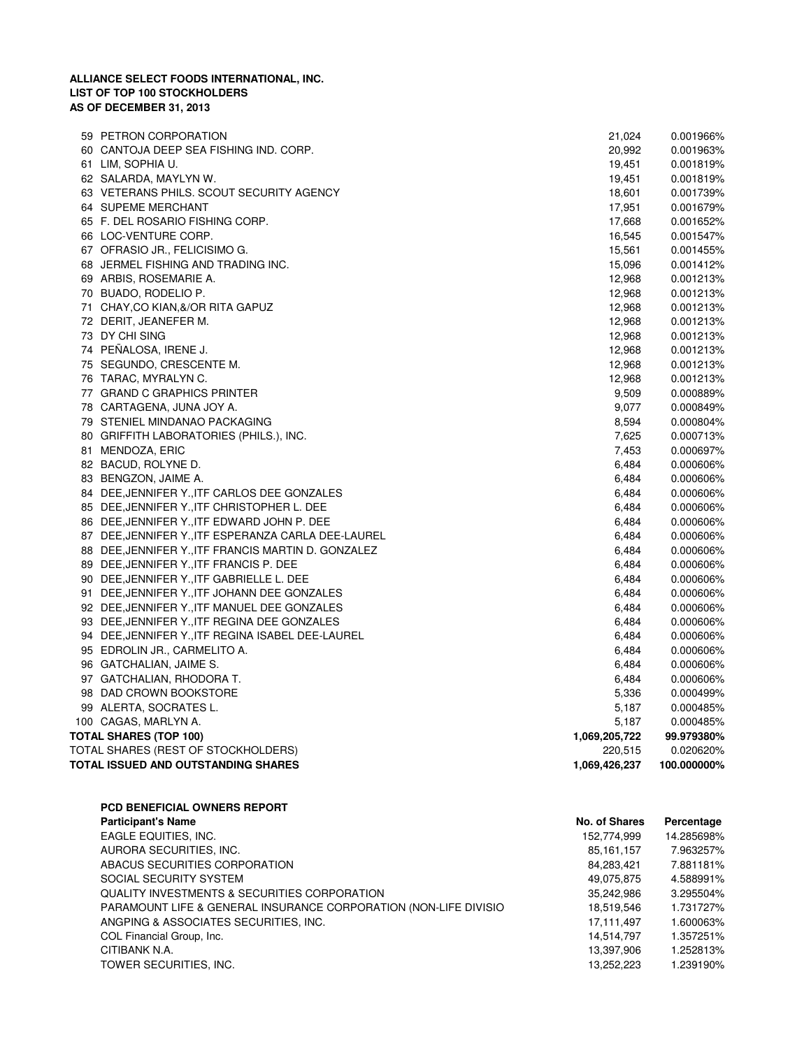**ALLIANCE SELECT FOODS INTERNATIONAL, INC.**
**LIST OF TOP 100 STOCKHOLDERS**
**AS OF DECEMBER 31, 2013**

| No. | Name | Shares | Percentage |
|---|---|---|---|
| 59 | PETRON CORPORATION | 21,024 | 0.001966% |
| 60 | CANTOJA DEEP SEA FISHING IND. CORP. | 20,992 | 0.001963% |
| 61 | LIM, SOPHIA U. | 19,451 | 0.001819% |
| 62 | SALARDA, MAYLYN W. | 19,451 | 0.001819% |
| 63 | VETERANS PHILS. SCOUT SECURITY AGENCY | 18,601 | 0.001739% |
| 64 | SUPEME MERCHANT | 17,951 | 0.001679% |
| 65 | F. DEL ROSARIO FISHING CORP. | 17,668 | 0.001652% |
| 66 | LOC-VENTURE CORP. | 16,545 | 0.001547% |
| 67 | OFRASIO JR., FELICISIMO G. | 15,561 | 0.001455% |
| 68 | JERMEL FISHING AND TRADING INC. | 15,096 | 0.001412% |
| 69 | ARBIS, ROSEMARIE A. | 12,968 | 0.001213% |
| 70 | BUADO, RODELIO P. | 12,968 | 0.001213% |
| 71 | CHAY,CO KIAN,&/OR RITA GAPUZ | 12,968 | 0.001213% |
| 72 | DERIT, JEANEFER M. | 12,968 | 0.001213% |
| 73 | DY CHI SING | 12,968 | 0.001213% |
| 74 | PEÑALOSA, IRENE J. | 12,968 | 0.001213% |
| 75 | SEGUNDO, CRESCENTE M. | 12,968 | 0.001213% |
| 76 | TARAC, MYRALYN C. | 12,968 | 0.001213% |
| 77 | GRAND C GRAPHICS PRINTER | 9,509 | 0.000889% |
| 78 | CARTAGENA, JUNA JOY A. | 9,077 | 0.000849% |
| 79 | STENIEL MINDANAO PACKAGING | 8,594 | 0.000804% |
| 80 | GRIFFITH LABORATORIES (PHILS.), INC. | 7,625 | 0.000713% |
| 81 | MENDOZA, ERIC | 7,453 | 0.000697% |
| 82 | BACUD, ROLYNE D. | 6,484 | 0.000606% |
| 83 | BENGZON, JAIME A. | 6,484 | 0.000606% |
| 84 | DEE,JENNIFER Y.,ITF CARLOS DEE GONZALES | 6,484 | 0.000606% |
| 85 | DEE,JENNIFER Y.,ITF CHRISTOPHER L. DEE | 6,484 | 0.000606% |
| 86 | DEE,JENNIFER Y.,ITF EDWARD JOHN P. DEE | 6,484 | 0.000606% |
| 87 | DEE,JENNIFER Y.,ITF ESPERANZA CARLA DEE-LAUREL | 6,484 | 0.000606% |
| 88 | DEE,JENNIFER Y.,ITF FRANCIS MARTIN D. GONZALEZ | 6,484 | 0.000606% |
| 89 | DEE,JENNIFER Y.,ITF FRANCIS P. DEE | 6,484 | 0.000606% |
| 90 | DEE,JENNIFER Y.,ITF GABRIELLE L. DEE | 6,484 | 0.000606% |
| 91 | DEE,JENNIFER Y.,ITF JOHANN DEE GONZALES | 6,484 | 0.000606% |
| 92 | DEE,JENNIFER Y.,ITF MANUEL DEE GONZALES | 6,484 | 0.000606% |
| 93 | DEE,JENNIFER Y.,ITF REGINA DEE GONZALES | 6,484 | 0.000606% |
| 94 | DEE,JENNIFER Y.,ITF REGINA ISABEL DEE-LAUREL | 6,484 | 0.000606% |
| 95 | EDROLIN JR., CARMELITO A. | 6,484 | 0.000606% |
| 96 | GATCHALIAN, JAIME S. | 6,484 | 0.000606% |
| 97 | GATCHALIAN, RHODORA T. | 6,484 | 0.000606% |
| 98 | DAD CROWN BOOKSTORE | 5,336 | 0.000499% |
| 99 | ALERTA, SOCRATES L. | 5,187 | 0.000485% |
| 100 | CAGAS, MARLYN A. | 5,187 | 0.000485% |
| | **TOTAL SHARES (TOP 100)** | **1,069,205,722** | **99.979380%** |
| | TOTAL SHARES (REST OF STOCKHOLDERS) | 220,515 | 0.020620% |
| | **TOTAL ISSUED AND OUTSTANDING SHARES** | **1,069,426,237** | **100.000000%** |

**PCD BENEFICIAL OWNERS REPORT**

| **Participant's Name** | **No. of Shares** | **Percentage** |
|---|---|---|
| EAGLE EQUITIES, INC. | 152,774,999 | 14.285698% |
| AURORA SECURITIES, INC. | 85,161,157 | 7.963257% |
| ABACUS SECURITIES CORPORATION | 84,283,421 | 7.881181% |
| SOCIAL SECURITY SYSTEM | 49,075,875 | 4.588991% |
| QUALITY INVESTMENTS & SECURITIES CORPORATION | 35,242,986 | 3.295504% |
| PARAMOUNT LIFE & GENERAL INSURANCE CORPORATION (NON-LIFE DIVISIO | 18,519,546 | 1.731727% |
| ANGPING & ASSOCIATES SECURITIES, INC. | 17,111,497 | 1.600063% |
| COL Financial Group, Inc. | 14,514,797 | 1.357251% |
| CITIBANK N.A. | 13,397,906 | 1.252813% |
| TOWER SECURITIES, INC. | 13,252,223 | 1.239190% |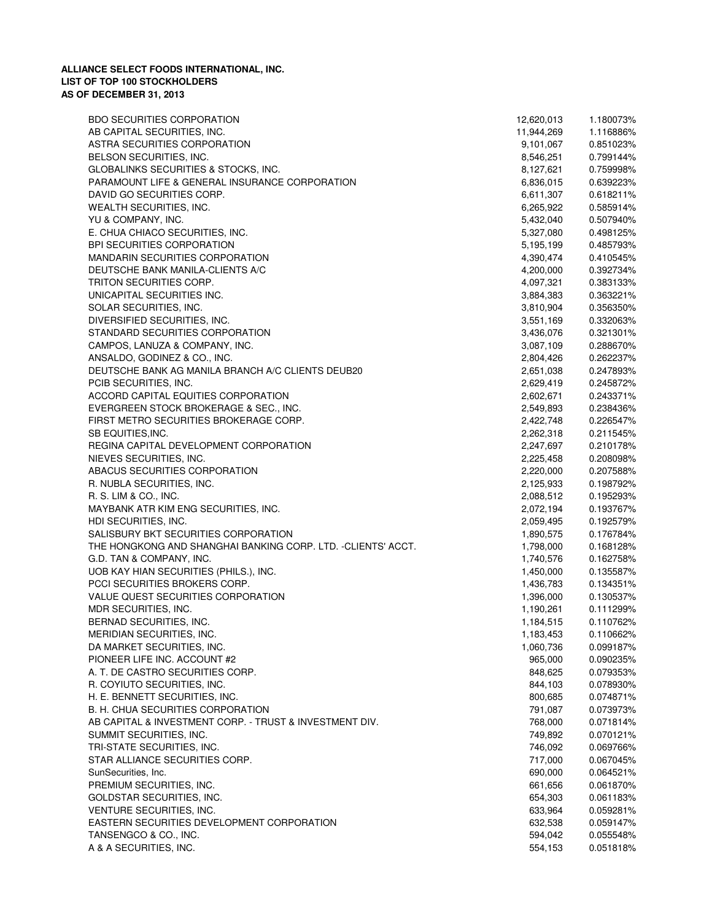**ALLIANCE SELECT FOODS INTERNATIONAL, INC.**
**LIST OF TOP 100 STOCKHOLDERS**
**AS OF DECEMBER 31, 2013**

| | | |
|---|---|---|
| BDO SECURITIES CORPORATION | 12,620,013 | 1.180073% |
| AB CAPITAL SECURITIES, INC. | 11,944,269 | 1.116886% |
| ASTRA SECURITIES CORPORATION | 9,101,067 | 0.851023% |
| BELSON SECURITIES, INC. | 8,546,251 | 0.799144% |
| GLOBALINKS SECURITIES & STOCKS, INC. | 8,127,621 | 0.759998% |
| PARAMOUNT LIFE & GENERAL INSURANCE CORPORATION | 6,836,015 | 0.639223% |
| DAVID GO SECURITIES CORP. | 6,611,307 | 0.618211% |
| WEALTH SECURITIES, INC. | 6,265,922 | 0.585914% |
| YU & COMPANY, INC. | 5,432,040 | 0.507940% |
| E. CHUA CHIACO SECURITIES, INC. | 5,327,080 | 0.498125% |
| BPI SECURITIES CORPORATION | 5,195,199 | 0.485793% |
| MANDARIN SECURITIES CORPORATION | 4,390,474 | 0.410545% |
| DEUTSCHE BANK MANILA-CLIENTS A/C | 4,200,000 | 0.392734% |
| TRITON SECURITIES CORP. | 4,097,321 | 0.383133% |
| UNICAPITAL SECURITIES INC. | 3,884,383 | 0.363221% |
| SOLAR SECURITIES, INC. | 3,810,904 | 0.356350% |
| DIVERSIFIED SECURITIES, INC. | 3,551,169 | 0.332063% |
| STANDARD SECURITIES CORPORATION | 3,436,076 | 0.321301% |
| CAMPOS, LANUZA & COMPANY, INC. | 3,087,109 | 0.288670% |
| ANSALDO, GODINEZ & CO., INC. | 2,804,426 | 0.262237% |
| DEUTSCHE BANK AG MANILA BRANCH A/C CLIENTS DEUB20 | 2,651,038 | 0.247893% |
| PCIB SECURITIES, INC. | 2,629,419 | 0.245872% |
| ACCORD CAPITAL EQUITIES CORPORATION | 2,602,671 | 0.243371% |
| EVERGREEN STOCK BROKERAGE & SEC., INC. | 2,549,893 | 0.238436% |
| FIRST METRO SECURITIES BROKERAGE CORP. | 2,422,748 | 0.226547% |
| SB EQUITIES,INC. | 2,262,318 | 0.211545% |
| REGINA CAPITAL DEVELOPMENT CORPORATION | 2,247,697 | 0.210178% |
| NIEVES SECURITIES, INC. | 2,225,458 | 0.208098% |
| ABACUS SECURITIES CORPORATION | 2,220,000 | 0.207588% |
| R. NUBLA SECURITIES, INC. | 2,125,933 | 0.198792% |
| R. S. LIM & CO., INC. | 2,088,512 | 0.195293% |
| MAYBANK ATR KIM ENG SECURITIES, INC. | 2,072,194 | 0.193767% |
| HDI SECURITIES, INC. | 2,059,495 | 0.192579% |
| SALISBURY BKT SECURITIES CORPORATION | 1,890,575 | 0.176784% |
| THE HONGKONG AND SHANGHAI BANKING CORP. LTD. -CLIENTS' ACCT. | 1,798,000 | 0.168128% |
| G.D. TAN & COMPANY, INC. | 1,740,576 | 0.162758% |
| UOB KAY HIAN SECURITIES (PHILS.), INC. | 1,450,000 | 0.135587% |
| PCCI SECURITIES BROKERS CORP. | 1,436,783 | 0.134351% |
| VALUE QUEST SECURITIES CORPORATION | 1,396,000 | 0.130537% |
| MDR SECURITIES, INC. | 1,190,261 | 0.111299% |
| BERNAD SECURITIES, INC. | 1,184,515 | 0.110762% |
| MERIDIAN SECURITIES, INC. | 1,183,453 | 0.110662% |
| DA MARKET SECURITIES, INC. | 1,060,736 | 0.099187% |
| PIONEER LIFE INC. ACCOUNT #2 | 965,000 | 0.090235% |
| A. T. DE CASTRO SECURITIES CORP. | 848,625 | 0.079353% |
| R. COYIUTO SECURITIES, INC. | 844,103 | 0.078930% |
| H. E. BENNETT SECURITIES, INC. | 800,685 | 0.074871% |
| B. H. CHUA SECURITIES CORPORATION | 791,087 | 0.073973% |
| AB CAPITAL & INVESTMENT CORP. - TRUST & INVESTMENT DIV. | 768,000 | 0.071814% |
| SUMMIT SECURITIES, INC. | 749,892 | 0.070121% |
| TRI-STATE SECURITIES, INC. | 746,092 | 0.069766% |
| STAR ALLIANCE SECURITIES CORP. | 717,000 | 0.067045% |
| SunSecurities, Inc. | 690,000 | 0.064521% |
| PREMIUM SECURITIES, INC. | 661,656 | 0.061870% |
| GOLDSTAR SECURITIES, INC. | 654,303 | 0.061183% |
| VENTURE SECURITIES, INC. | 633,964 | 0.059281% |
| EASTERN SECURITIES DEVELOPMENT CORPORATION | 632,538 | 0.059147% |
| TANSENGCO & CO., INC. | 594,042 | 0.055548% |
| A & A SECURITIES, INC. | 554,153 | 0.051818% |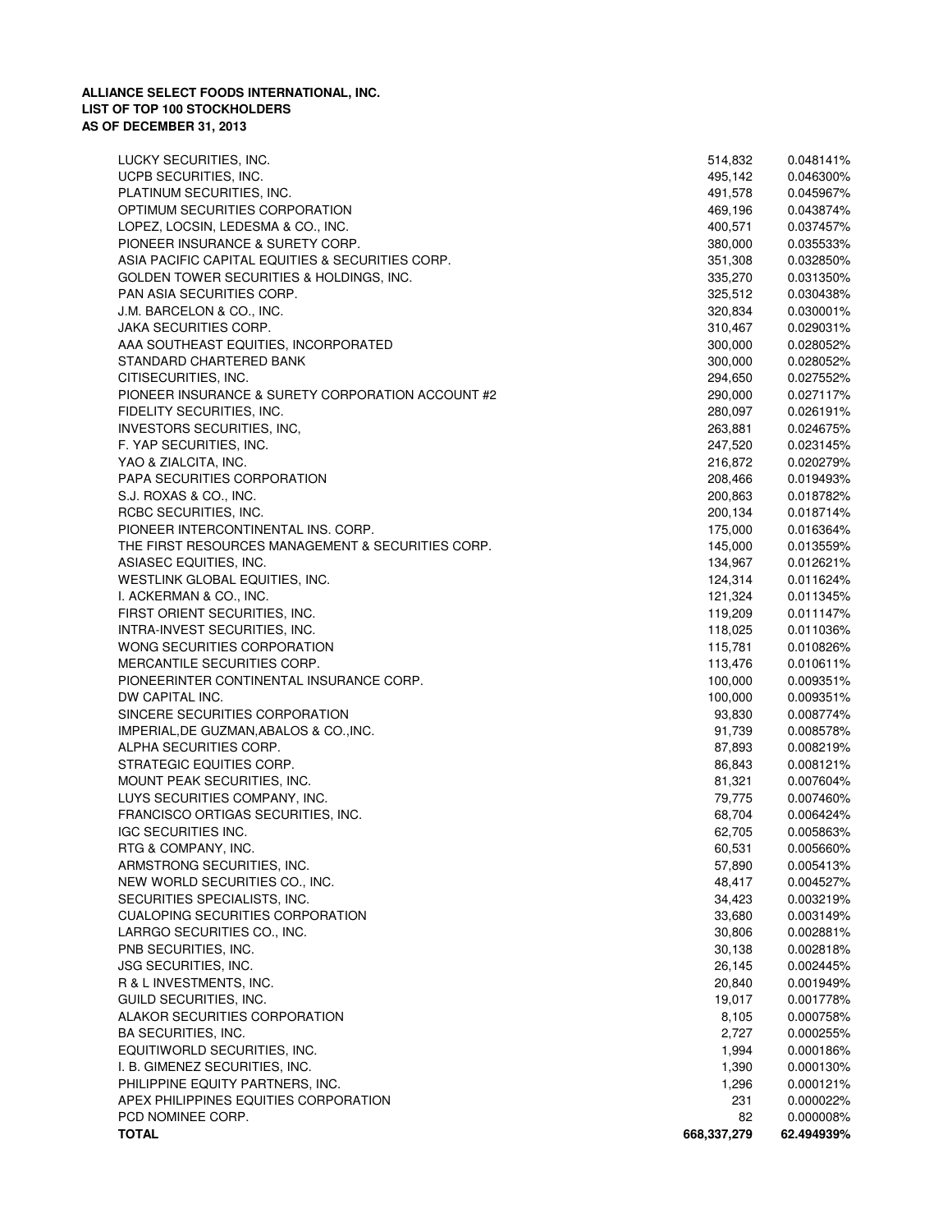**ALLIANCE SELECT FOODS INTERNATIONAL, INC.**
**LIST OF TOP 100 STOCKHOLDERS**
**AS OF DECEMBER 31, 2013**

| | | |
|---|---|---|
| LUCKY SECURITIES, INC. | 514,832 | 0.048141% |
| UCPB SECURITIES, INC. | 495,142 | 0.046300% |
| PLATINUM SECURITIES, INC. | 491,578 | 0.045967% |
| OPTIMUM SECURITIES CORPORATION | 469,196 | 0.043874% |
| LOPEZ, LOCSIN, LEDESMA & CO., INC. | 400,571 | 0.037457% |
| PIONEER INSURANCE & SURETY CORP. | 380,000 | 0.035533% |
| ASIA PACIFIC CAPITAL EQUITIES & SECURITIES CORP. | 351,308 | 0.032850% |
| GOLDEN TOWER SECURITIES & HOLDINGS, INC. | 335,270 | 0.031350% |
| PAN ASIA SECURITIES CORP. | 325,512 | 0.030438% |
| J.M. BARCELON & CO., INC. | 320,834 | 0.030001% |
| JAKA SECURITIES CORP. | 310,467 | 0.029031% |
| AAA SOUTHEAST EQUITIES, INCORPORATED | 300,000 | 0.028052% |
| STANDARD CHARTERED BANK | 300,000 | 0.028052% |
| CITISECURITIES, INC. | 294,650 | 0.027552% |
| PIONEER INSURANCE & SURETY CORPORATION ACCOUNT #2 | 290,000 | 0.027117% |
| FIDELITY SECURITIES, INC. | 280,097 | 0.026191% |
| INVESTORS SECURITIES, INC, | 263,881 | 0.024675% |
| F. YAP SECURITIES, INC. | 247,520 | 0.023145% |
| YAO & ZIALCITA, INC. | 216,872 | 0.020279% |
| PAPA SECURITIES CORPORATION | 208,466 | 0.019493% |
| S.J. ROXAS & CO., INC. | 200,863 | 0.018782% |
| RCBC SECURITIES, INC. | 200,134 | 0.018714% |
| PIONEER INTERCONTINENTAL INS. CORP. | 175,000 | 0.016364% |
| THE FIRST RESOURCES MANAGEMENT & SECURITIES CORP. | 145,000 | 0.013559% |
| ASIASEC EQUITIES, INC. | 134,967 | 0.012621% |
| WESTLINK GLOBAL EQUITIES, INC. | 124,314 | 0.011624% |
| I. ACKERMAN & CO., INC. | 121,324 | 0.011345% |
| FIRST ORIENT SECURITIES, INC. | 119,209 | 0.011147% |
| INTRA-INVEST SECURITIES, INC. | 118,025 | 0.011036% |
| WONG SECURITIES CORPORATION | 115,781 | 0.010826% |
| MERCANTILE SECURITIES CORP. | 113,476 | 0.010611% |
| PIONEERINTER CONTINENTAL INSURANCE CORP. | 100,000 | 0.009351% |
| DW CAPITAL INC. | 100,000 | 0.009351% |
| SINCERE SECURITIES CORPORATION | 93,830 | 0.008774% |
| IMPERIAL,DE GUZMAN,ABALOS & CO.,INC. | 91,739 | 0.008578% |
| ALPHA SECURITIES CORP. | 87,893 | 0.008219% |
| STRATEGIC EQUITIES CORP. | 86,843 | 0.008121% |
| MOUNT PEAK SECURITIES, INC. | 81,321 | 0.007604% |
| LUYS SECURITIES COMPANY, INC. | 79,775 | 0.007460% |
| FRANCISCO ORTIGAS SECURITIES, INC. | 68,704 | 0.006424% |
| IGC SECURITIES INC. | 62,705 | 0.005863% |
| RTG & COMPANY, INC. | 60,531 | 0.005660% |
| ARMSTRONG SECURITIES, INC. | 57,890 | 0.005413% |
| NEW WORLD SECURITIES CO., INC. | 48,417 | 0.004527% |
| SECURITIES SPECIALISTS, INC. | 34,423 | 0.003219% |
| CUALOPING SECURITIES CORPORATION | 33,680 | 0.003149% |
| LARRGO SECURITIES CO., INC. | 30,806 | 0.002881% |
| PNB SECURITIES, INC. | 30,138 | 0.002818% |
| JSG SECURITIES, INC. | 26,145 | 0.002445% |
| R & L INVESTMENTS, INC. | 20,840 | 0.001949% |
| GUILD SECURITIES, INC. | 19,017 | 0.001778% |
| ALAKOR SECURITIES CORPORATION | 8,105 | 0.000758% |
| BA SECURITIES, INC. | 2,727 | 0.000255% |
| EQUITIWORLD SECURITIES, INC. | 1,994 | 0.000186% |
| I. B. GIMENEZ SECURITIES, INC. | 1,390 | 0.000130% |
| PHILIPPINE EQUITY PARTNERS, INC. | 1,296 | 0.000121% |
| APEX PHILIPPINES EQUITIES CORPORATION | 231 | 0.000022% |
| PCD NOMINEE CORP. | 82 | 0.000008% |
| **TOTAL** | **668,337,279** | **62.494939%** |